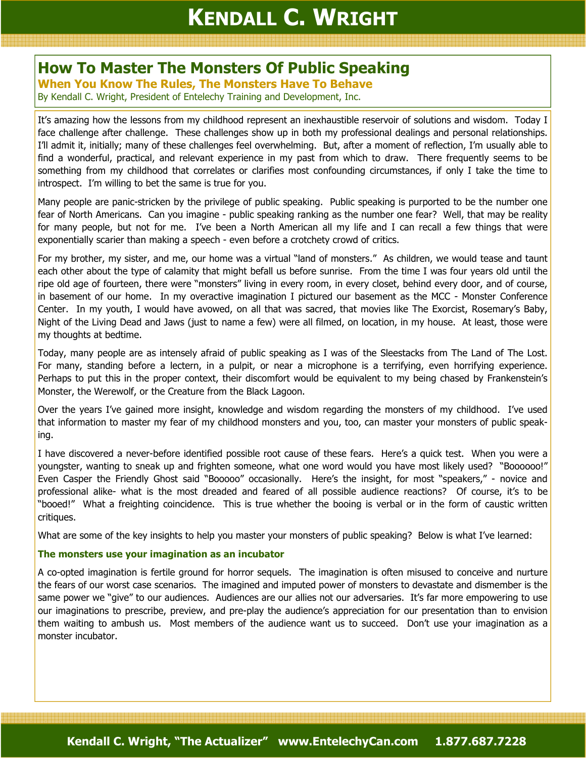# How To Master The Monsters Of Public Speaking

## When You Know The Rules, The Monsters Have To Behave

By Kendall C. Wright, President of Entelechy Training and Development, Inc.

It's amazing how the lessons from my childhood represent an inexhaustible reservoir of solutions and wisdom. Today I face challenge after challenge. These challenges show up in both my professional dealings and personal relationships. I'll admit it, initially; many of these challenges feel overwhelming. But, after a moment of reflection, I'm usually able to find a wonderful, practical, and relevant experience in my past from which to draw. There frequently seems to be something from my childhood that correlates or clarifies most confounding circumstances, if only I take the time to introspect. I'm willing to bet the same is true for you.

Many people are panic-stricken by the privilege of public speaking. Public speaking is purported to be the number one fear of North Americans. Can you imagine - public speaking ranking as the number one fear? Well, that may be reality for many people, but not for me. I've been a North American all my life and I can recall a few things that were exponentially scarier than making a speech - even before a crotchety crowd of critics.

For my brother, my sister, and me, our home was a virtual "land of monsters." As children, we would tease and taunt each other about the type of calamity that might befall us before sunrise. From the time I was four years old until the ripe old age of fourteen, there were "monsters" living in every room, in every closet, behind every door, and of course, in basement of our home. In my overactive imagination I pictured our basement as the MCC - Monster Conference Center. In my youth, I would have avowed, on all that was sacred, that movies like The Exorcist, Rosemary's Baby, Night of the Living Dead and Jaws (just to name a few) were all filmed, on location, in my house. At least, those were my thoughts at bedtime.

Today, many people are as intensely afraid of public speaking as I was of the Sleestacks from The Land of The Lost. For many, standing before a lectern, in a pulpit, or near a microphone is a terrifying, even horrifying experience. Perhaps to put this in the proper context, their discomfort would be equivalent to my being chased by Frankenstein's Monster, the Werewolf, or the Creature from the Black Lagoon.

Over the years I've gained more insight, knowledge and wisdom regarding the monsters of my childhood. I've used that information to master my fear of my childhood monsters and you, too, can master your monsters of public speaking.

I have discovered a never-before identified possible root cause of these fears. Here's a quick test. When you were a youngster, wanting to sneak up and frighten someone, what one word would you have most likely used? "Boooooo!" Even Casper the Friendly Ghost said "Booooo" occasionally. Here's the insight, for most "speakers," - novice and professional alike- what is the most dreaded and feared of all possible audience reactions? Of course, it's to be "booed!" What a freighting coincidence. This is true whether the booing is verbal or in the form of caustic written critiques.

What are some of the key insights to help you master your monsters of public speaking? Below is what I've learned:

### The monsters use your imagination as an incubator

A co-opted imagination is fertile ground for horror sequels. The imagination is often misused to conceive and nurture the fears of our worst case scenarios. The imagined and imputed power of monsters to devastate and dismember is the same power we "give" to our audiences. Audiences are our allies not our adversaries. It's far more empowering to use our imaginations to prescribe, preview, and pre-play the audience's appreciation for our presentation than to envision them waiting to ambush us. Most members of the audience want us to succeed. Don't use your imagination as a monster incubator.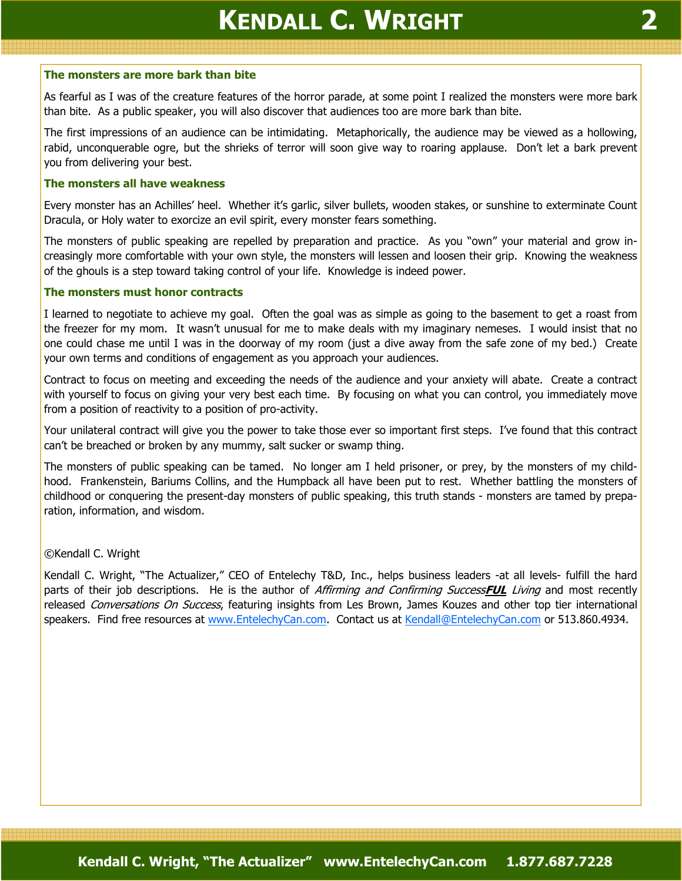### The monsters are more bark than bite

As fearful as I was of the creature features of the horror parade, at some point I realized the monsters were more bark than bite. As a public speaker, you will also discover that audiences too are more bark than bite.

The first impressions of an audience can be intimidating. Metaphorically, the audience may be viewed as a hollowing, rabid, unconquerable ogre, but the shrieks of terror will soon give way to roaring applause. Don't let a bark prevent you from delivering your best.

### The monsters all have weakness

Every monster has an Achilles' heel. Whether it's garlic, silver bullets, wooden stakes, or sunshine to exterminate Count Dracula, or Holy water to exorcize an evil spirit, every monster fears something.

The monsters of public speaking are repelled by preparation and practice. As you "own" your material and grow increasingly more comfortable with your own style, the monsters will lessen and loosen their grip. Knowing the weakness of the ghouls is a step toward taking control of your life. Knowledge is indeed power.

### The monsters must honor contracts

I learned to negotiate to achieve my goal. Often the goal was as simple as going to the basement to get a roast from the freezer for my mom. It wasn't unusual for me to make deals with my imaginary nemeses. I would insist that no one could chase me until I was in the doorway of my room (just a dive away from the safe zone of my bed.) Create your own terms and conditions of engagement as you approach your audiences.

Contract to focus on meeting and exceeding the needs of the audience and your anxiety will abate. Create a contract with yourself to focus on giving your very best each time. By focusing on what you can control, you immediately move from a position of reactivity to a position of pro-activity.

Your unilateral contract will give you the power to take those ever so important first steps. I've found that this contract can't be breached or broken by any mummy, salt sucker or swamp thing.

The monsters of public speaking can be tamed. No longer am I held prisoner, or prey, by the monsters of my childhood. Frankenstein, Bariums Collins, and the Humpback all have been put to rest. Whether battling the monsters of childhood or conquering the present-day monsters of public speaking, this truth stands - monsters are tamed by preparation, information, and wisdom.

©Kendall C. Wright

Kendall C. Wright, "The Actualizer," CEO of Entelechy T&D, Inc., helps business leaders -at all levels- fulfill the hard parts of their job descriptions. He is the author of *Affirming and Confirming Success**FUL** Living* and most recently released *Conversations On Success*, featuring insights from Les Brown, James Kouzes and other top tier international speakers. Find free resources at www.EntelechyCan.com. Contact us at Kendall@EntelechyCan.com or 513.860.4934.